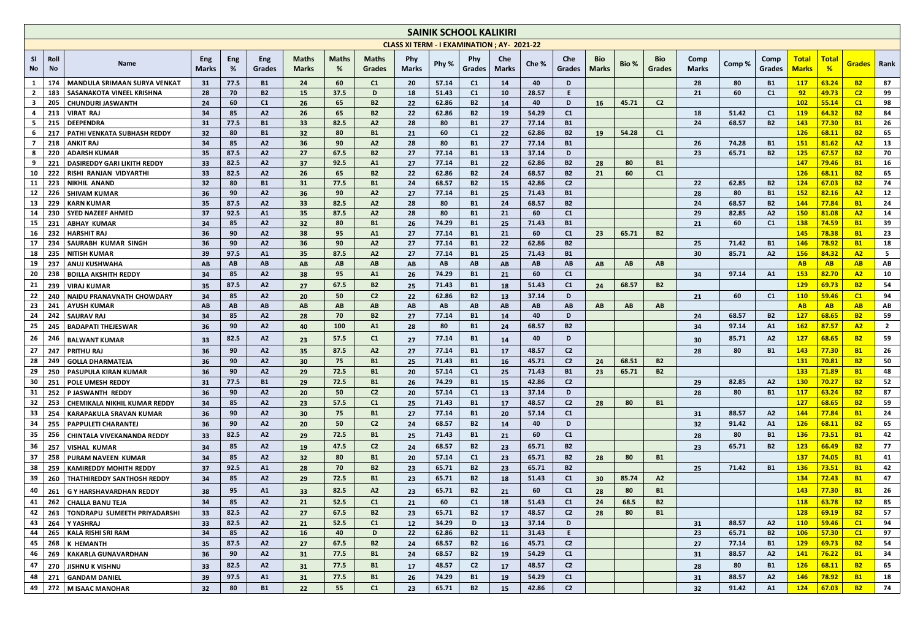# SAINIK SCHOOL KALIKIRI

## CLASS XI TERM - I EXAMINATION ; AY- 2021-22

| Sl No | Roll No | Name | Eng Marks | Eng % | Eng Grades | Maths Marks | Maths % | Maths Grades | Phy Marks | Phy % | Phy Grades | Che Marks | Che % | Che Grades | Bio Marks | Bio % | Bio Grades | Comp Marks | Comp % | Comp Grades | Total Marks | Total % | Grades | Rank |
|---|---|---|---|---|---|---|---|---|---|---|---|---|---|---|---|---|---|---|---|---|---|---|---|---|
| 1 | 174 | MANDULA SRIMAAN SURYA VENKAT | 31 | 77.5 | B1 | 24 | 60 | C1 | 20 | 57.14 | C1 | 14 | 40 | D | | | | 28 | 80 | B1 | 117 | 63.24 | B2 | 87 |
| 2 | 183 | SASANAKOTA VINEEL KRISHNA | 28 | 70 | B2 | 15 | 37.5 | D | 18 | 51.43 | C1 | 10 | 28.57 | E | | | | 21 | 60 | C1 | 92 | 49.73 | C2 | 99 |
| 3 | 205 | CHUNDURI JASWANTH | 24 | 60 | C1 | 26 | 65 | B2 | 22 | 62.86 | B2 | 14 | 40 | D | 16 | 45.71 | C2 | | | | 102 | 55.14 | C1 | 98 |
| 4 | 213 | VIRAT RAJ | 34 | 85 | A2 | 26 | 65 | B2 | 22 | 62.86 | B2 | 19 | 54.29 | C1 | | | | 18 | 51.42 | C1 | 119 | 64.32 | B2 | 84 |
| 5 | 215 | DEEPENDRA | 31 | 77.5 | B1 | 33 | 82.5 | A2 | 28 | 80 | B1 | 27 | 77.14 | B1 | | | | 24 | 68.57 | B2 | 143 | 77.30 | B1 | 26 |
| 6 | 217 | PATHI VENKATA SUBHASH REDDY | 32 | 80 | B1 | 32 | 80 | B1 | 21 | 60 | C1 | 22 | 62.86 | B2 | 19 | 54.28 | C1 | | | | 126 | 68.11 | B2 | 65 |
| 7 | 218 | ANKIT RAJ | 34 | 85 | A2 | 36 | 90 | A2 | 28 | 80 | B1 | 27 | 77.14 | B1 | | | | 26 | 74.28 | B1 | 151 | 81.62 | A2 | 13 |
| 8 | 220 | ADARSH KUMAR | 35 | 87.5 | A2 | 27 | 67.5 | B2 | 27 | 77.14 | B1 | 13 | 37.14 | D | | | | 23 | 65.71 | B2 | 125 | 67.57 | B2 | 70 |
| 9 | 221 | DASIREDDY GARI LIKITH REDDY | 33 | 82.5 | A2 | 37 | 92.5 | A1 | 27 | 77.14 | B1 | 22 | 62.86 | B2 | 28 | 80 | B1 | | | | 147 | 79.46 | B1 | 16 |
| 10 | 222 | RISHI RANJAN VIDYARTHI | 33 | 82.5 | A2 | 26 | 65 | B2 | 22 | 62.86 | B2 | 24 | 68.57 | B2 | 21 | 60 | C1 | | | | 126 | 68.11 | B2 | 65 |
| 11 | 223 | NIKHIL ANAND | 32 | 80 | B1 | 31 | 77.5 | B1 | 24 | 68.57 | B2 | 15 | 42.86 | C2 | | | | 22 | 62.85 | B2 | 124 | 67.03 | B2 | 74 |
| 12 | 226 | SHIVAM KUMAR | 36 | 90 | A2 | 36 | 90 | A2 | 27 | 77.14 | B1 | 25 | 71.43 | B1 | | | | 28 | 80 | B1 | 152 | 82.16 | A2 | 12 |
| 13 | 229 | KARN KUMAR | 35 | 87.5 | A2 | 33 | 82.5 | A2 | 28 | 80 | B1 | 24 | 68.57 | B2 | | | | 24 | 68.57 | B2 | 144 | 77.84 | B1 | 24 |
| 14 | 230 | SYED NAZEEF AHMED | 37 | 92.5 | A1 | 35 | 87.5 | A2 | 28 | 80 | B1 | 21 | 60 | C1 | | | | 29 | 82.85 | A2 | 150 | 81.08 | A2 | 14 |
| 15 | 231 | ABHAY KUMAR | 34 | 85 | A2 | 32 | 80 | B1 | 26 | 74.29 | B1 | 25 | 71.43 | B1 | | | | 21 | 60 | C1 | 138 | 74.59 | B1 | 39 |
| 16 | 232 | HARSHIT RAJ | 36 | 90 | A2 | 38 | 95 | A1 | 27 | 77.14 | B1 | 21 | 60 | C1 | 23 | 65.71 | B2 | | | | 145 | 78.38 | B1 | 23 |
| 17 | 234 | SAURABH KUMAR SINGH | 36 | 90 | A2 | 36 | 90 | A2 | 27 | 77.14 | B1 | 22 | 62.86 | B2 | | | | 25 | 71.42 | B1 | 146 | 78.92 | B1 | 18 |
| 18 | 235 | NITISH KUMAR | 39 | 97.5 | A1 | 35 | 87.5 | A2 | 27 | 77.14 | B1 | 25 | 71.43 | B1 | | | | 30 | 85.71 | A2 | 156 | 84.32 | A2 | 5 |
| 19 | 237 | ANUJ KUSHWAHA | AB | AB | AB | AB | AB | AB | AB | AB | AB | AB | AB | AB | AB | AB | AB | | | | AB | AB | AB | AB |
| 20 | 238 | BOILLA AKSHITH REDDY | 34 | 85 | A2 | 38 | 95 | A1 | 26 | 74.29 | B1 | 21 | 60 | C1 | | | | 34 | 97.14 | A1 | 153 | 82.70 | A2 | 10 |
| 21 | 239 | VIRAJ KUMAR | 35 | 87.5 | A2 | 27 | 67.5 | B2 | 25 | 71.43 | B1 | 18 | 51.43 | C1 | 24 | 68.57 | B2 | | | | 129 | 69.73 | B2 | 54 |
| 22 | 240 | NAIDU PRANAVNATH CHOWDARY | 34 | 85 | A2 | 20 | 50 | C2 | 22 | 62.86 | B2 | 13 | 37.14 | D | | | | 21 | 60 | C1 | 110 | 59.46 | C1 | 94 |
| 23 | 241 | AYUSH KUMAR | AB | AB | AB | AB | AB | AB | AB | AB | AB | AB | AB | AB | AB | AB | AB | | | | AB | AB | AB | AB |
| 24 | 242 | SAURAV RAJ | 34 | 85 | A2 | 28 | 70 | B2 | 27 | 77.14 | B1 | 14 | 40 | D | | | | 24 | 68.57 | B2 | 127 | 68.65 | B2 | 59 |
| 25 | 245 | BADAPATI THEJESWAR | 36 | 90 | A2 | 40 | 100 | A1 | 28 | 80 | B1 | 24 | 68.57 | B2 | | | | 34 | 97.14 | A1 | 162 | 87.57 | A2 | 2 |
| 26 | 246 | BALWANT KUMAR | 33 | 82.5 | A2 | 23 | 57.5 | C1 | 27 | 77.14 | B1 | 14 | 40 | D | | | | 30 | 85.71 | A2 | 127 | 68.65 | B2 | 59 |
| 27 | 247 | PRITHU RAJ | 36 | 90 | A2 | 35 | 87.5 | A2 | 27 | 77.14 | B1 | 17 | 48.57 | C2 | | | | 28 | 80 | B1 | 143 | 77.30 | B1 | 26 |
| 28 | 249 | GOLLA DHARMATEJA | 36 | 90 | A2 | 30 | 75 | B1 | 25 | 71.43 | B1 | 16 | 45.71 | C2 | 24 | 68.51 | B2 | | | | 131 | 70.81 | B2 | 50 |
| 29 | 250 | PASUPULA KIRAN KUMAR | 36 | 90 | A2 | 29 | 72.5 | B1 | 20 | 57.14 | C1 | 25 | 71.43 | B1 | 23 | 65.71 | B2 | | | | 133 | 71.89 | B1 | 48 |
| 30 | 251 | POLE UMESH REDDY | 31 | 77.5 | B1 | 29 | 72.5 | B1 | 26 | 74.29 | B1 | 15 | 42.86 | C2 | | | | 29 | 82.85 | A2 | 130 | 70.27 | B2 | 52 |
| 31 | 252 | P JASWANTH REDDY | 36 | 90 | A2 | 20 | 50 | C2 | 20 | 57.14 | C1 | 13 | 37.14 | D | | | | 28 | 80 | B1 | 117 | 63.24 | B2 | 87 |
| 32 | 253 | CHEMIKALA NIKHIL KUMAR REDDY | 34 | 85 | A2 | 23 | 57.5 | C1 | 25 | 71.43 | B1 | 17 | 48.57 | C2 | 28 | 80 | B1 | | | | 127 | 68.65 | B2 | 59 |
| 33 | 254 | KARAPAKULA SRAVAN KUMAR | 36 | 90 | A2 | 30 | 75 | B1 | 27 | 77.14 | B1 | 20 | 57.14 | C1 | | | | 31 | 88.57 | A2 | 144 | 77.84 | B1 | 24 |
| 34 | 255 | PAPPULETI CHARANTEJ | 36 | 90 | A2 | 20 | 50 | C2 | 24 | 68.57 | B2 | 14 | 40 | D | | | | 32 | 91.42 | A1 | 126 | 68.11 | B2 | 65 |
| 35 | 256 | CHINTALA VIVEKANANDA REDDY | 33 | 82.5 | A2 | 29 | 72.5 | B1 | 25 | 71.43 | B1 | 21 | 60 | C1 | | | | 28 | 80 | B1 | 136 | 73.51 | B1 | 42 |
| 36 | 257 | VISHAL KUMAR | 34 | 85 | A2 | 19 | 47.5 | C2 | 24 | 68.57 | B2 | 23 | 65.71 | B2 | | | | 23 | 65.71 | B2 | 123 | 66.49 | B2 | 77 |
| 37 | 258 | PURAM NAVEEN KUMAR | 34 | 85 | A2 | 32 | 80 | B1 | 20 | 57.14 | C1 | 23 | 65.71 | B2 | 28 | 80 | B1 | | | | 137 | 74.05 | B1 | 41 |
| 38 | 259 | KAMIREDDY MOHITH REDDY | 37 | 92.5 | A1 | 28 | 70 | B2 | 23 | 65.71 | B2 | 23 | 65.71 | B2 | | | | 25 | 71.42 | B1 | 136 | 73.51 | B1 | 42 |
| 39 | 260 | THATHIREDDY SANTHOSH REDDY | 34 | 85 | A2 | 29 | 72.5 | B1 | 23 | 65.71 | B2 | 18 | 51.43 | C1 | 30 | 85.74 | A2 | | | | 134 | 72.43 | B1 | 47 |
| 40 | 261 | G Y HARSHAVARDHAN REDDY | 38 | 95 | A1 | 33 | 82.5 | A2 | 23 | 65.71 | B2 | 21 | 60 | C1 | 28 | 80 | B1 | | | | 143 | 77.30 | B1 | 26 |
| 41 | 262 | CHALLA BANU TEJA | 34 | 85 | A2 | 21 | 52.5 | C1 | 21 | 60 | C1 | 18 | 51.43 | C1 | 24 | 68.5 | B2 | | | | 118 | 63.78 | B2 | 85 |
| 42 | 263 | TONDRAPU SUMEETH PRIYADARSHI | 33 | 82.5 | A2 | 27 | 67.5 | B2 | 23 | 65.71 | B2 | 17 | 48.57 | C2 | 28 | 80 | B1 | | | | 128 | 69.19 | B2 | 57 |
| 43 | 264 | Y YASHRAJ | 33 | 82.5 | A2 | 21 | 52.5 | C1 | 12 | 34.29 | D | 13 | 37.14 | D | | | | 31 | 88.57 | A2 | 110 | 59.46 | C1 | 94 |
| 44 | 265 | KALA RISHI SRI RAM | 34 | 85 | A2 | 16 | 40 | D | 22 | 62.86 | B2 | 11 | 31.43 | E | | | | 23 | 65.71 | B2 | 106 | 57.30 | C1 | 97 |
| 45 | 268 | K HEMANTH | 35 | 87.5 | A2 | 27 | 67.5 | B2 | 24 | 68.57 | B2 | 16 | 45.71 | C2 | | | | 27 | 77.14 | B1 | 129 | 69.73 | B2 | 54 |
| 46 | 269 | KAKARLA GUNAVARDHAN | 36 | 90 | A2 | 31 | 77.5 | B1 | 24 | 68.57 | B2 | 19 | 54.29 | C1 | | | | 31 | 88.57 | A2 | 141 | 76.22 | B1 | 34 |
| 47 | 270 | JISHNU K VISHNU | 33 | 82.5 | A2 | 31 | 77.5 | B1 | 17 | 48.57 | C2 | 17 | 48.57 | C2 | | | | 28 | 80 | B1 | 126 | 68.11 | B2 | 65 |
| 48 | 271 | GANDAM DANIEL | 39 | 97.5 | A1 | 31 | 77.5 | B1 | 26 | 74.29 | B1 | 19 | 54.29 | C1 | | | | 31 | 88.57 | A2 | 146 | 78.92 | B1 | 18 |
| 49 | 272 | M ISAAC MANOHAR | 32 | 80 | B1 | 22 | 55 | C1 | 23 | 65.71 | B2 | 15 | 42.86 | C2 | | | | 32 | 91.42 | A1 | 124 | 67.03 | B2 | 74 |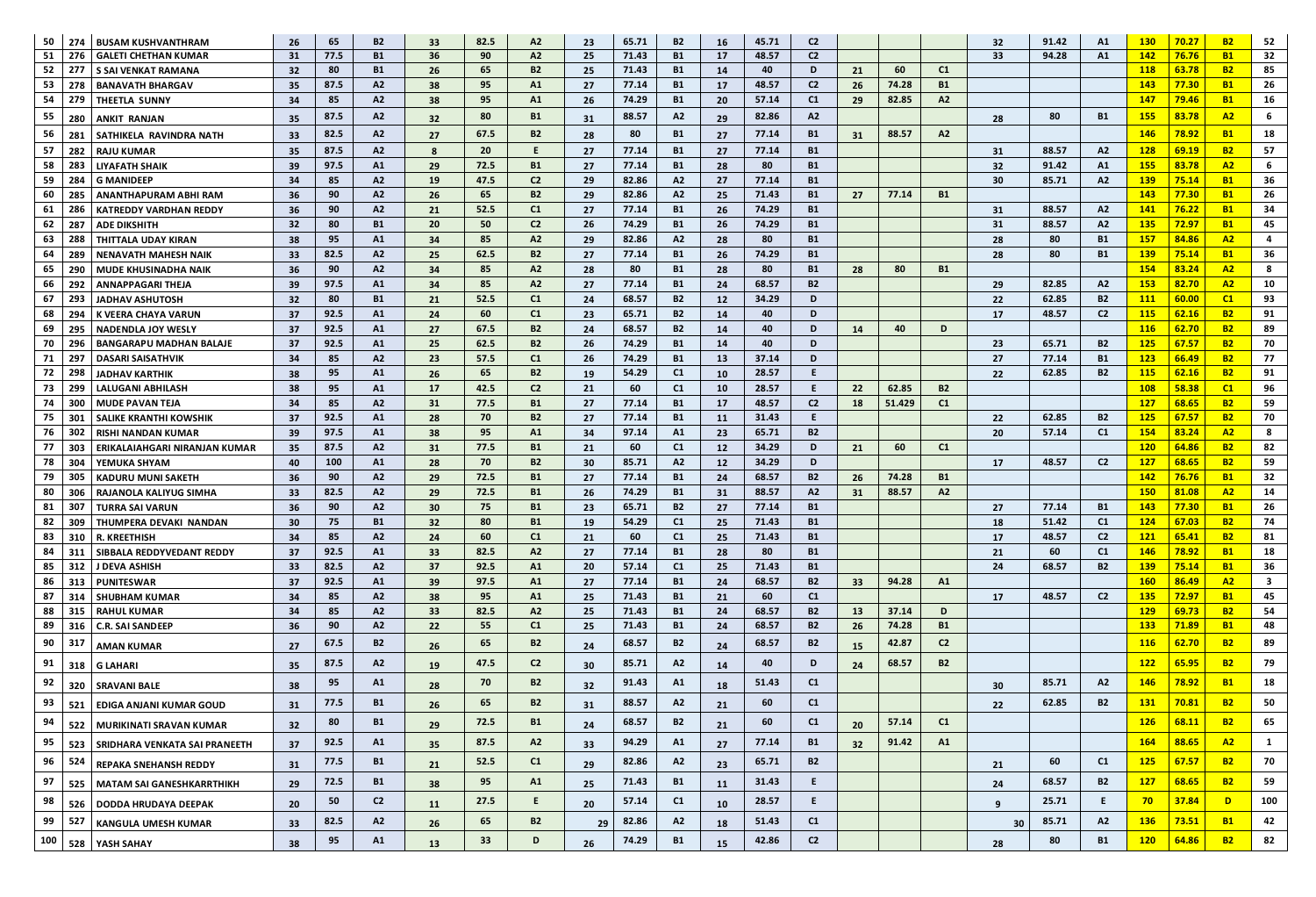| | | | | | | | | | | | | | | | | | | | | | | | | |
|---|---|---|---|---|---|---|---|---|---|---|---|---|---|---|---|---|---|---|---|---|---|---|---|---|
| 50 | 274 | BUSAM KUSHVANTHRAM | 26 | 65 | B2 | 33 | 82.5 | A2 | 23 | 65.71 | B2 | 16 | 45.71 | C2 | | | | 32 | 91.42 | A1 | 130 | 70.27 | B2 | 52 |
| 51 | 276 | GALETI CHETHAN KUMAR | 31 | 77.5 | B1 | 36 | 90 | A2 | 25 | 71.43 | B1 | 17 | 48.57 | C2 | | | | 33 | 94.28 | A1 | 142 | 76.76 | B1 | 32 |
| 52 | 277 | S SAI VENKAT RAMANA | 32 | 80 | B1 | 26 | 65 | B2 | 25 | 71.43 | B1 | 14 | 40 | D | 21 | 60 | C1 | | | | 118 | 63.78 | B2 | 85 |
| 53 | 278 | BANAVATH BHARGAV | 35 | 87.5 | A2 | 38 | 95 | A1 | 27 | 77.14 | B1 | 17 | 48.57 | C2 | 26 | 74.28 | B1 | | | | 143 | 77.30 | B1 | 26 |
| 54 | 279 | THEETLA SUNNY | 34 | 85 | A2 | 38 | 95 | A1 | 26 | 74.29 | B1 | 20 | 57.14 | C1 | 29 | 82.85 | A2 | | | | 147 | 79.46 | B1 | 16 |
| 55 | 280 | ANKIT RANJAN | 35 | 87.5 | A2 | 32 | 80 | B1 | 31 | 88.57 | A2 | 29 | 82.86 | A2 | | | | 28 | 80 | B1 | 155 | 83.78 | A2 | 6 |
| 56 | 281 | SATHIKELA RAVINDRA NATH | 33 | 82.5 | A2 | 27 | 67.5 | B2 | 28 | 80 | B1 | 27 | 77.14 | B1 | 31 | 88.57 | A2 | | | | 146 | 78.92 | B1 | 18 |
| 57 | 282 | RAJU KUMAR | 35 | 87.5 | A2 | 8 | 20 | E | 27 | 77.14 | B1 | 27 | 77.14 | B1 | | | | 31 | 88.57 | A2 | 128 | 69.19 | B2 | 57 |
| 58 | 283 | LIYAFATH SHAIK | 39 | 97.5 | A1 | 29 | 72.5 | B1 | 27 | 77.14 | B1 | 28 | 80 | B1 | | | | 32 | 91.42 | A1 | 155 | 83.78 | A2 | 6 |
| 59 | 284 | G MANIDEEP | 34 | 85 | A2 | 19 | 47.5 | C2 | 29 | 82.86 | A2 | 27 | 77.14 | B1 | | | | 30 | 85.71 | A2 | 139 | 75.14 | B1 | 36 |
| 60 | 285 | ANANTHAPURAM ABHI RAM | 36 | 90 | A2 | 26 | 65 | B2 | 29 | 82.86 | A2 | 25 | 71.43 | B1 | 27 | 77.14 | B1 | | | | 143 | 77.30 | B1 | 26 |
| 61 | 286 | KATREDDY VARDHAN REDDY | 36 | 90 | A2 | 21 | 52.5 | C1 | 27 | 77.14 | B1 | 26 | 74.29 | B1 | | | | 31 | 88.57 | A2 | 141 | 76.22 | B1 | 34 |
| 62 | 287 | ADE DIKSHITH | 32 | 80 | B1 | 20 | 50 | C2 | 26 | 74.29 | B1 | 26 | 74.29 | B1 | | | | 31 | 88.57 | A2 | 135 | 72.97 | B1 | 45 |
| 63 | 288 | THITTALA UDAY KIRAN | 38 | 95 | A1 | 34 | 85 | A2 | 29 | 82.86 | A2 | 28 | 80 | B1 | | | | 28 | 80 | B1 | 157 | 84.86 | A2 | 4 |
| 64 | 289 | NENAVATH MAHESH NAIK | 33 | 82.5 | A2 | 25 | 62.5 | B2 | 27 | 77.14 | B1 | 26 | 74.29 | B1 | | | | 28 | 80 | B1 | 139 | 75.14 | B1 | 36 |
| 65 | 290 | MUDE KHUSINADHA NAIK | 36 | 90 | A2 | 34 | 85 | A2 | 28 | 80 | B1 | 28 | 80 | B1 | 28 | 80 | B1 | | | | 154 | 83.24 | A2 | 8 |
| 66 | 292 | ANNAPPAGARI THEJA | 39 | 97.5 | A1 | 34 | 85 | A2 | 27 | 77.14 | B1 | 24 | 68.57 | B2 | | | | 29 | 82.85 | A2 | 153 | 82.70 | A2 | 10 |
| 67 | 293 | JADHAV ASHUTOSH | 32 | 80 | B1 | 21 | 52.5 | C1 | 24 | 68.57 | B2 | 12 | 34.29 | D | | | | 22 | 62.85 | B2 | 111 | 60.00 | C1 | 93 |
| 68 | 294 | K VEERA CHAYA VARUN | 37 | 92.5 | A1 | 24 | 60 | C1 | 23 | 65.71 | B2 | 14 | 40 | D | | | | 17 | 48.57 | C2 | 115 | 62.16 | B2 | 91 |
| 69 | 295 | NADENDLA JOY WESLY | 37 | 92.5 | A1 | 27 | 67.5 | B2 | 24 | 68.57 | B2 | 14 | 40 | D | 14 | 40 | D | | | | 116 | 62.70 | B2 | 89 |
| 70 | 296 | BANGARAPU MADHAN BALAJE | 37 | 92.5 | A1 | 25 | 62.5 | B2 | 26 | 74.29 | B1 | 14 | 40 | D | | | | 23 | 65.71 | B2 | 125 | 67.57 | B2 | 70 |
| 71 | 297 | DASARI SAISATHVIK | 34 | 85 | A2 | 23 | 57.5 | C1 | 26 | 74.29 | B1 | 13 | 37.14 | D | | | | 27 | 77.14 | B1 | 123 | 66.49 | B2 | 77 |
| 72 | 298 | JADHAV KARTHIK | 38 | 95 | A1 | 26 | 65 | B2 | 19 | 54.29 | C1 | 10 | 28.57 | E | | | | 22 | 62.85 | B2 | 115 | 62.16 | B2 | 91 |
| 73 | 299 | LALUGANI ABHILASH | 38 | 95 | A1 | 17 | 42.5 | C2 | 21 | 60 | C1 | 10 | 28.57 | E | 22 | 62.85 | B2 | | | | 108 | 58.38 | C1 | 96 |
| 74 | 300 | MUDE PAVAN TEJA | 34 | 85 | A2 | 31 | 77.5 | B1 | 27 | 77.14 | B1 | 17 | 48.57 | C2 | 18 | 51.429 | C1 | | | | 127 | 68.65 | B2 | 59 |
| 75 | 301 | SALIKE KRANTHI KOWSHIK | 37 | 92.5 | A1 | 28 | 70 | B2 | 27 | 77.14 | B1 | 11 | 31.43 | E | | | | 22 | 62.85 | B2 | 125 | 67.57 | B2 | 70 |
| 76 | 302 | RISHI NANDAN KUMAR | 39 | 97.5 | A1 | 38 | 95 | A1 | 34 | 97.14 | A1 | 23 | 65.71 | B2 | | | | 20 | 57.14 | C1 | 154 | 83.24 | A2 | 8 |
| 77 | 303 | ERIKALAIAHGARI NIRANJAN KUMAR | 35 | 87.5 | A2 | 31 | 77.5 | B1 | 21 | 60 | C1 | 12 | 34.29 | D | 21 | 60 | C1 | | | | 120 | 64.86 | B2 | 82 |
| 78 | 304 | YEMUKA SHYAM | 40 | 100 | A1 | 28 | 70 | B2 | 30 | 85.71 | A2 | 12 | 34.29 | D | | | | 17 | 48.57 | C2 | 127 | 68.65 | B2 | 59 |
| 79 | 305 | KADURU MUNI SAKETH | 36 | 90 | A2 | 29 | 72.5 | B1 | 27 | 77.14 | B1 | 24 | 68.57 | B2 | 26 | 74.28 | B1 | | | | 142 | 76.76 | B1 | 32 |
| 80 | 306 | RAJANOLA KALIYUG SIMHA | 33 | 82.5 | A2 | 29 | 72.5 | B1 | 26 | 74.29 | B1 | 31 | 88.57 | A2 | 31 | 88.57 | A2 | | | | 150 | 81.08 | A2 | 14 |
| 81 | 307 | TURRA SAI VARUN | 36 | 90 | A2 | 30 | 75 | B1 | 23 | 65.71 | B2 | 27 | 77.14 | B1 | | | | 27 | 77.14 | B1 | 143 | 77.30 | B1 | 26 |
| 82 | 309 | THUMPERA DEVAKI NANDAN | 30 | 75 | B1 | 32 | 80 | B1 | 19 | 54.29 | C1 | 25 | 71.43 | B1 | | | | 18 | 51.42 | C1 | 124 | 67.03 | B2 | 74 |
| 83 | 310 | R. KREETHISH | 34 | 85 | A2 | 24 | 60 | C1 | 21 | 60 | C1 | 25 | 71.43 | B1 | | | | 17 | 48.57 | C2 | 121 | 65.41 | B2 | 81 |
| 84 | 311 | SIBBALA REDDYVEDANT REDDY | 37 | 92.5 | A1 | 33 | 82.5 | A2 | 27 | 77.14 | B1 | 28 | 80 | B1 | | | | 21 | 60 | C1 | 146 | 78.92 | B1 | 18 |
| 85 | 312 | J DEVA ASHISH | 33 | 82.5 | A2 | 37 | 92.5 | A1 | 20 | 57.14 | C1 | 25 | 71.43 | B1 | | | | 24 | 68.57 | B2 | 139 | 75.14 | B1 | 36 |
| 86 | 313 | PUNITESWAR | 37 | 92.5 | A1 | 39 | 97.5 | A1 | 27 | 77.14 | B1 | 24 | 68.57 | B2 | 33 | 94.28 | A1 | | | | 160 | 86.49 | A2 | 3 |
| 87 | 314 | SHUBHAM KUMAR | 34 | 85 | A2 | 38 | 95 | A1 | 25 | 71.43 | B1 | 21 | 60 | C1 | | | | 17 | 48.57 | C2 | 135 | 72.97 | B1 | 45 |
| 88 | 315 | RAHUL KUMAR | 34 | 85 | A2 | 33 | 82.5 | A2 | 25 | 71.43 | B1 | 24 | 68.57 | B2 | 13 | 37.14 | D | | | | 129 | 69.73 | B2 | 54 |
| 89 | 316 | C.R. SAI SANDEEP | 36 | 90 | A2 | 22 | 55 | C1 | 25 | 71.43 | B1 | 24 | 68.57 | B2 | 26 | 74.28 | B1 | | | | 133 | 71.89 | B1 | 48 |
| 90 | 317 | AMAN KUMAR | 27 | 67.5 | B2 | 26 | 65 | B2 | 24 | 68.57 | B2 | 24 | 68.57 | B2 | 15 | 42.87 | C2 | | | | 116 | 62.70 | B2 | 89 |
| 91 | 318 | G LAHARI | 35 | 87.5 | A2 | 19 | 47.5 | C2 | 30 | 85.71 | A2 | 14 | 40 | D | 24 | 68.57 | B2 | | | | 122 | 65.95 | B2 | 79 |
| 92 | 320 | SRAVANI BALE | 38 | 95 | A1 | 28 | 70 | B2 | 32 | 91.43 | A1 | 18 | 51.43 | C1 | | | | 30 | 85.71 | A2 | 146 | 78.92 | B1 | 18 |
| 93 | 521 | EDIGA ANJANI KUMAR GOUD | 31 | 77.5 | B1 | 26 | 65 | B2 | 31 | 88.57 | A2 | 21 | 60 | C1 | | | | 22 | 62.85 | B2 | 131 | 70.81 | B2 | 50 |
| 94 | 522 | MURIKINATI SRAVAN KUMAR | 32 | 80 | B1 | 29 | 72.5 | B1 | 24 | 68.57 | B2 | 21 | 60 | C1 | 20 | 57.14 | C1 | | | | 126 | 68.11 | B2 | 65 |
| 95 | 523 | SRIDHARA VENKATA SAI PRANEETH | 37 | 92.5 | A1 | 35 | 87.5 | A2 | 33 | 94.29 | A1 | 27 | 77.14 | B1 | 32 | 91.42 | A1 | | | | 164 | 88.65 | A2 | 1 |
| 96 | 524 | REPAKA SNEHANSH REDDY | 31 | 77.5 | B1 | 21 | 52.5 | C1 | 29 | 82.86 | A2 | 23 | 65.71 | B2 | | | | 21 | 60 | C1 | 125 | 67.57 | B2 | 70 |
| 97 | 525 | MATAM SAI GANESHKARRTHIKH | 29 | 72.5 | B1 | 38 | 95 | A1 | 25 | 71.43 | B1 | 11 | 31.43 | E | | | | 24 | 68.57 | B2 | 127 | 68.65 | B2 | 59 |
| 98 | 526 | DODDA HRUDAYA DEEPAK | 20 | 50 | C2 | 11 | 27.5 | E | 20 | 57.14 | C1 | 10 | 28.57 | E | | | | 9 | 25.71 | E | 70 | 37.84 | D | 100 |
| 99 | 527 | KANGULA UMESH KUMAR | 33 | 82.5 | A2 | 26 | 65 | B2 | 29 | 82.86 | A2 | 18 | 51.43 | C1 | | | | 30 | 85.71 | A2 | 136 | 73.51 | B1 | 42 |
| 100 | 528 | YASH SAHAY | 38 | 95 | A1 | 13 | 33 | D | 26 | 74.29 | B1 | 15 | 42.86 | C2 | | | | 28 | 80 | B1 | 120 | 64.86 | B2 | 82 |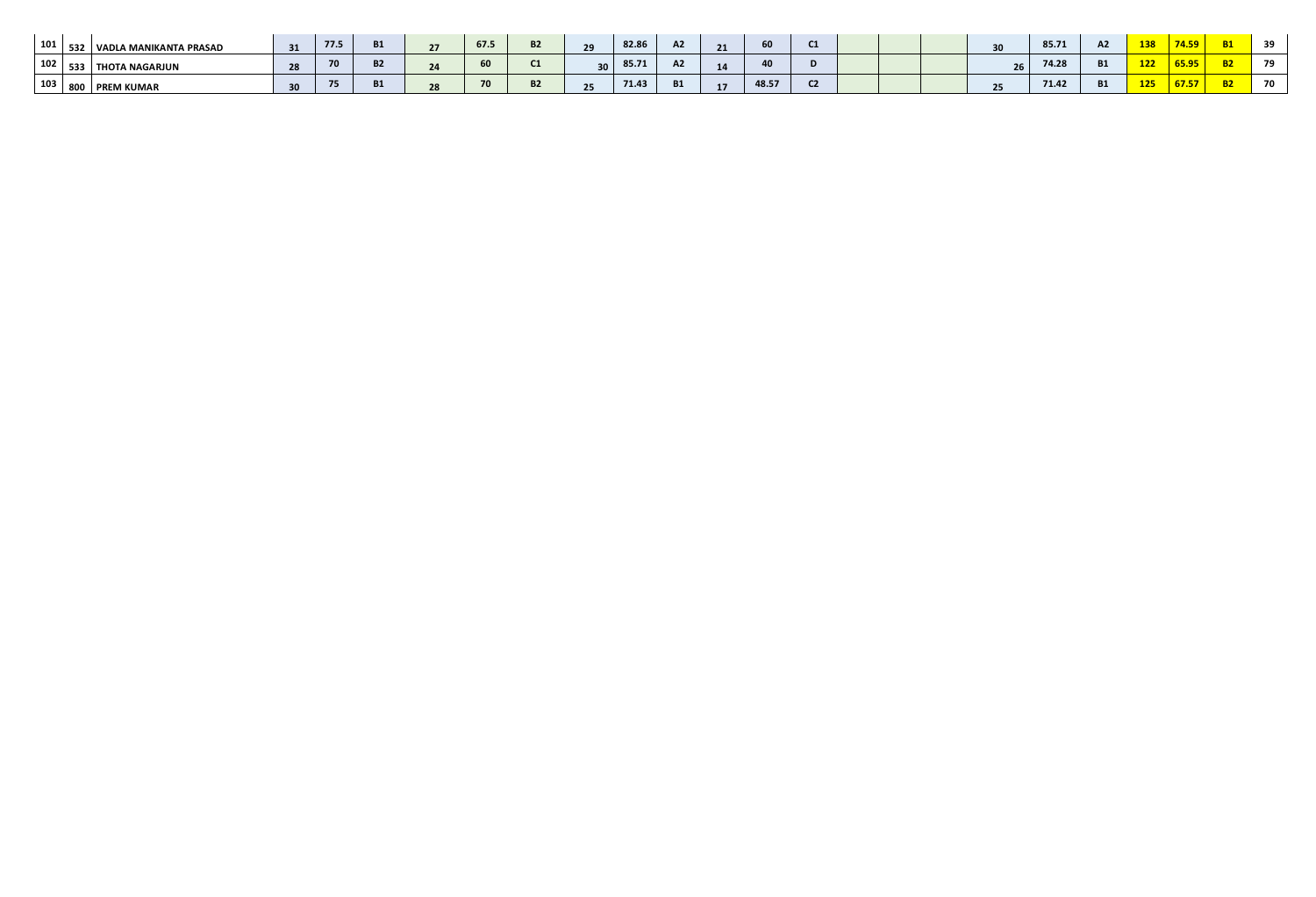| | | | | | | | | | | | | | | | | | | | | | | | | |
|---|---|---|---|---|---|---|---|---|---|---|---|---|---|---|---|---|---|---|---|---|---|---|---|---|
| 101 | 532 | VADLA MANIKANTA PRASAD | 31 | 77.5 | B1 | 27 | 67.5 | B2 | 29 | 82.86 | A2 | 21 | 60 | C1 | | | | 30 | 85.71 | A2 | 138 | 74.59 | B1 | 39 |
| 102 | 533 | THOTA NAGARJUN | 28 | 70 | B2 | 24 | 60 | C1 | 30 | 85.71 | A2 | 14 | 40 | D | | | | 26 | 74.28 | B1 | 122 | 65.95 | B2 | 79 |
| 103 | 800 | PREM KUMAR | 30 | 75 | B1 | 28 | 70 | B2 | 25 | 71.43 | B1 | 17 | 48.57 | C2 | | | | 25 | 71.42 | B1 | 125 | 67.57 | B2 | 70 |